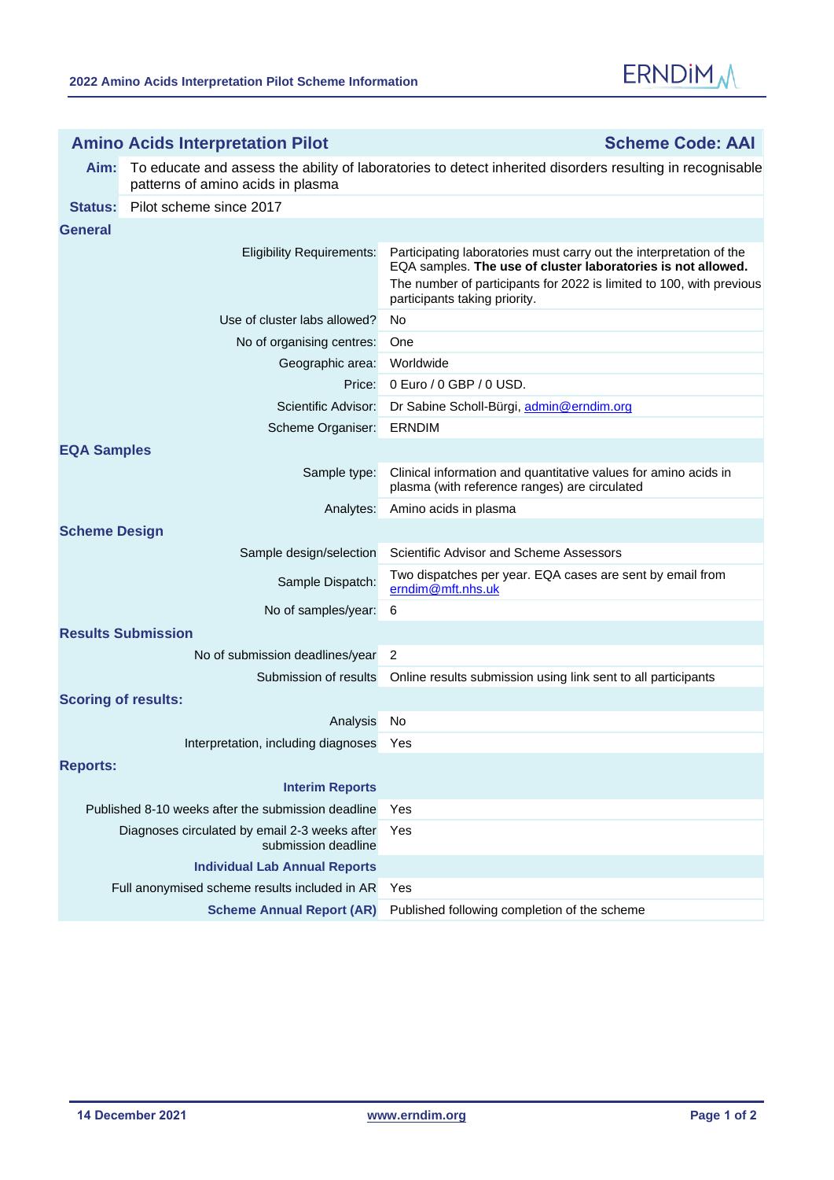# 2022 Amino Acids Interpretation Pilot Scheme Information

## Amino Acids Interpretation Pilot — Scheme Code: AAI

**Aim:** To educate and assess the ability of laboratories to detect inherited disorders resulting in recognisable patterns of amino acids in plasma

**Status:** Pilot scheme since 2017

### General

| | |
|---|---|
| Eligibility Requirements: | Participating laboratories must carry out the interpretation of the EQA samples. **The use of cluster laboratories is not allowed.** The number of participants for 2022 is limited to 100, with previous participants taking priority. |
| Use of cluster labs allowed? | No |
| No of organising centres: | One |
| Geographic area: | Worldwide |
| Price: | 0 Euro / 0 GBP / 0 USD. |
| Scientific Advisor: | Dr Sabine Scholl-Bürgi, admin@erndim.org |
| Scheme Organiser: | ERNDIM |

### EQA Samples

| | |
|---|---|
| Sample type: | Clinical information and quantitative values for amino acids in plasma (with reference ranges) are circulated |
| Analytes: | Amino acids in plasma |

### Scheme Design

| | |
|---|---|
| Sample design/selection | Scientific Advisor and Scheme Assessors |
| Sample Dispatch: | Two dispatches per year. EQA cases are sent by email from erndim@mft.nhs.uk |
| No of samples/year: | 6 |

### Results Submission

| | |
|---|---|
| No of submission deadlines/year | 2 |
| Submission of results | Online results submission using link sent to all participants |

### Scoring of results:

| | |
|---|---|
| Analysis | No |
| Interpretation, including diagnoses | Yes |

### Reports:

| | |
|---|---|
| **Interim Reports** | |
| Published 8-10 weeks after the submission deadline | Yes |
| Diagnoses circulated by email 2-3 weeks after submission deadline | Yes |
| **Individual Lab Annual Reports** | |
| Full anonymised scheme results included in AR | Yes |
| **Scheme Annual Report (AR)** | Published following completion of the scheme |

14 December 2021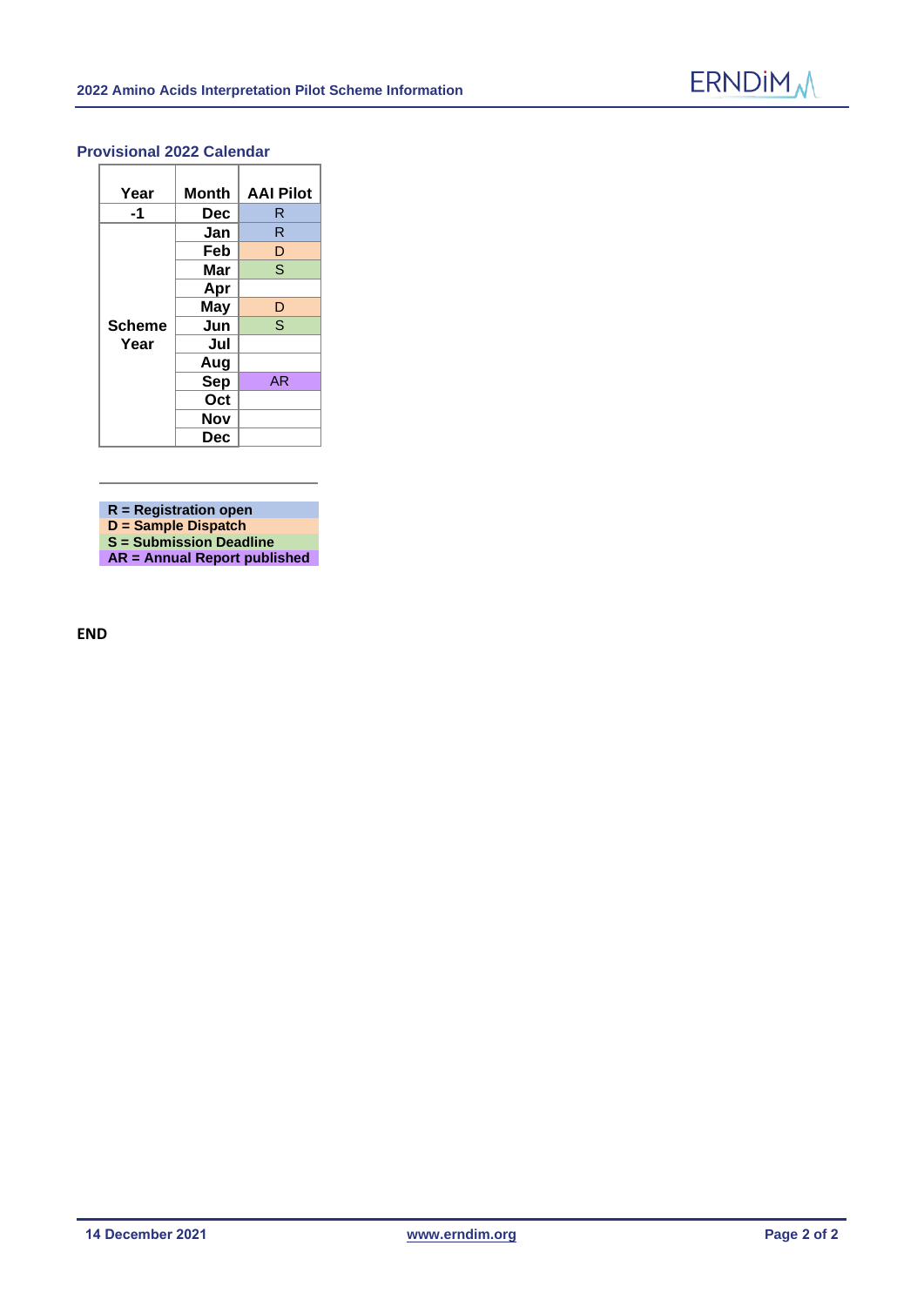## Provisional 2022 Calendar

| Year | Month | AAI Pilot |
|---|---|---|
| -1 | Dec | R |
| Scheme Year | Jan | R |
| | Feb | D |
| | Mar | S |
| | Apr | |
| | May | D |
| | Jun | S |
| | Jul | |
| | Aug | |
| | Sep | AR |
| | Oct | |
| | Nov | |
| | Dec | |

**R = Registration open**
**D = Sample Dispatch**
**S = Submission Deadline**
**AR = Annual Report published**

**END**